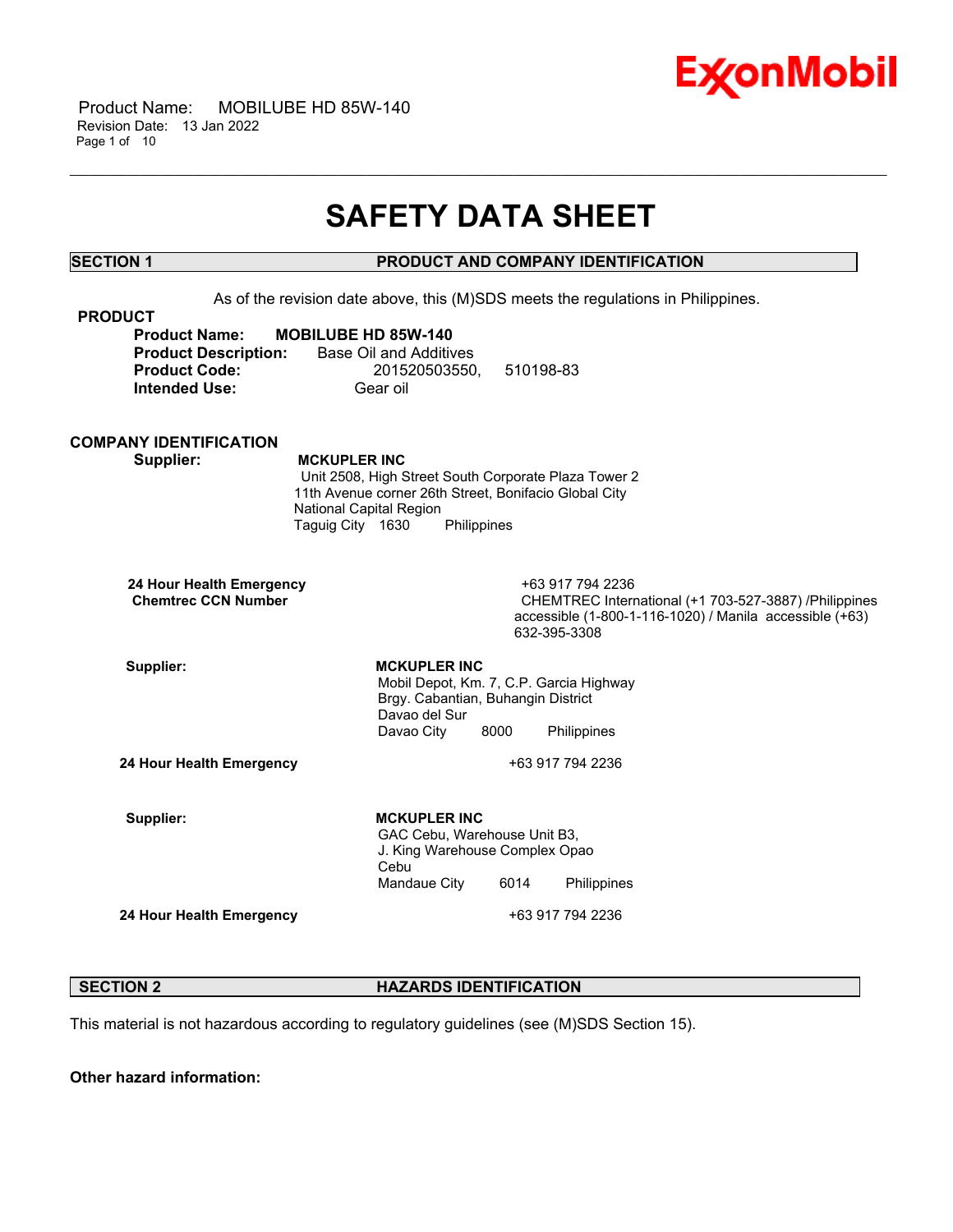# SAFETY DATA SHEET

## SECTION 1 PRODUCT AND COMPANY IDENTIFICATION

As of the revision date above, this (M)SDS meets the regulations in Philippines.

### PRODUCT

**Product Name:** **MOBILUBE HD 85W-140**
**Product Description:** Base Oil and Additives
**Product Code:** 201520503550, 510198-83
**Intended Use:** Gear oil

### COMPANY IDENTIFICATION

**Supplier:** **MCKUPLER INC**
Unit 2508, High Street South Corporate Plaza Tower 2
11th Avenue corner 26th Street, Bonifacio Global City
National Capital Region
Taguig City 1630 Philippines

**24 Hour Health Emergency** +63 917 794 2236
**Chemtrec CCN Number** CHEMTREC International (+1 703-527-3887) /Philippines accessible (1-800-1-116-1020) / Manila accessible (+63) 632-395-3308

**Supplier:** **MCKUPLER INC**
Mobil Depot, Km. 7, C.P. Garcia Highway
Brgy. Cabantian, Buhangin District
Davao del Sur
Davao City 8000 Philippines

**24 Hour Health Emergency** +63 917 794 2236

**Supplier:** **MCKUPLER INC**
GAC Cebu, Warehouse Unit B3,
J. King Warehouse Complex Opao
Cebu
Mandaue City 6014 Philippines

**24 Hour Health Emergency** +63 917 794 2236

## SECTION 2 HAZARDS IDENTIFICATION

This material is not hazardous according to regulatory guidelines (see (M)SDS Section 15).

**Other hazard information:**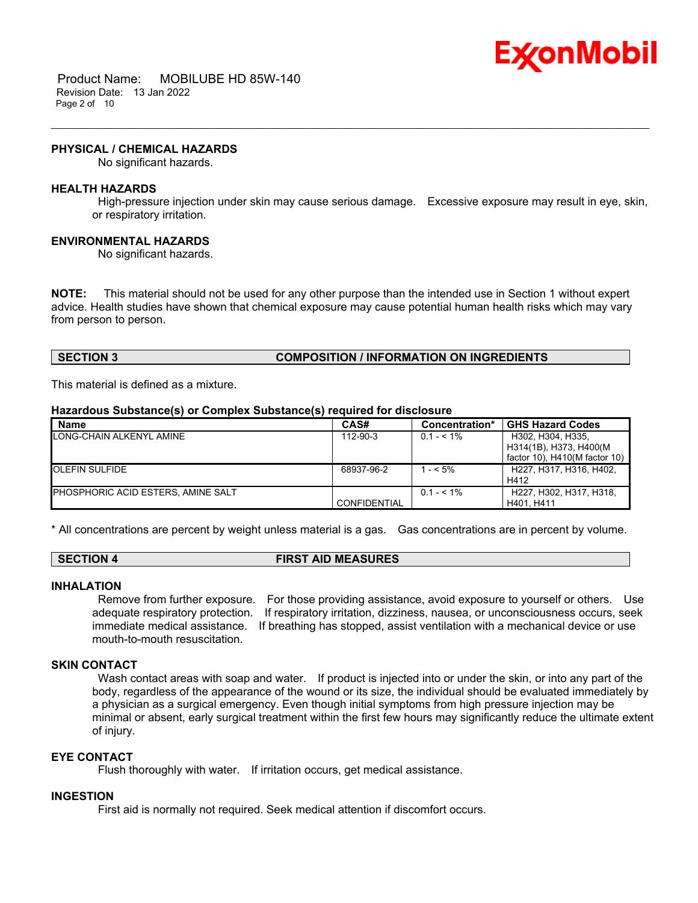### PHYSICAL / CHEMICAL HAZARDS

No significant hazards.

### HEALTH HAZARDS

High-pressure injection under skin may cause serious damage. Excessive exposure may result in eye, skin, or respiratory irritation.

### ENVIRONMENTAL HAZARDS

No significant hazards.

**NOTE:** This material should not be used for any other purpose than the intended use in Section 1 without expert advice. Health studies have shown that chemical exposure may cause potential human health risks which may vary from person to person.

## SECTION 3 COMPOSITION / INFORMATION ON INGREDIENTS

This material is defined as a mixture.

**Hazardous Substance(s) or Complex Substance(s) required for disclosure**

| Name | CAS# | Concentration* | GHS Hazard Codes |
|---|---|---|---|
| LONG-CHAIN ALKENYL AMINE | 112-90-3 | 0.1 - < 1% | H302, H304, H335, H314(1B), H373, H400(M factor 10), H410(M factor 10) |
| OLEFIN SULFIDE | 68937-96-2 | 1 - < 5% | H227, H317, H316, H402, H412 |
| PHOSPHORIC ACID ESTERS, AMINE SALT | CONFIDENTIAL | 0.1 - < 1% | H227, H302, H317, H318, H401, H411 |

\* All concentrations are percent by weight unless material is a gas. Gas concentrations are in percent by volume.

## SECTION 4 FIRST AID MEASURES

### INHALATION

Remove from further exposure. For those providing assistance, avoid exposure to yourself or others. Use adequate respiratory protection. If respiratory irritation, dizziness, nausea, or unconsciousness occurs, seek immediate medical assistance. If breathing has stopped, assist ventilation with a mechanical device or use mouth-to-mouth resuscitation.

### SKIN CONTACT

Wash contact areas with soap and water. If product is injected into or under the skin, or into any part of the body, regardless of the appearance of the wound or its size, the individual should be evaluated immediately by a physician as a surgical emergency. Even though initial symptoms from high pressure injection may be minimal or absent, early surgical treatment within the first few hours may significantly reduce the ultimate extent of injury.

### EYE CONTACT

Flush thoroughly with water. If irritation occurs, get medical assistance.

### INGESTION

First aid is normally not required. Seek medical attention if discomfort occurs.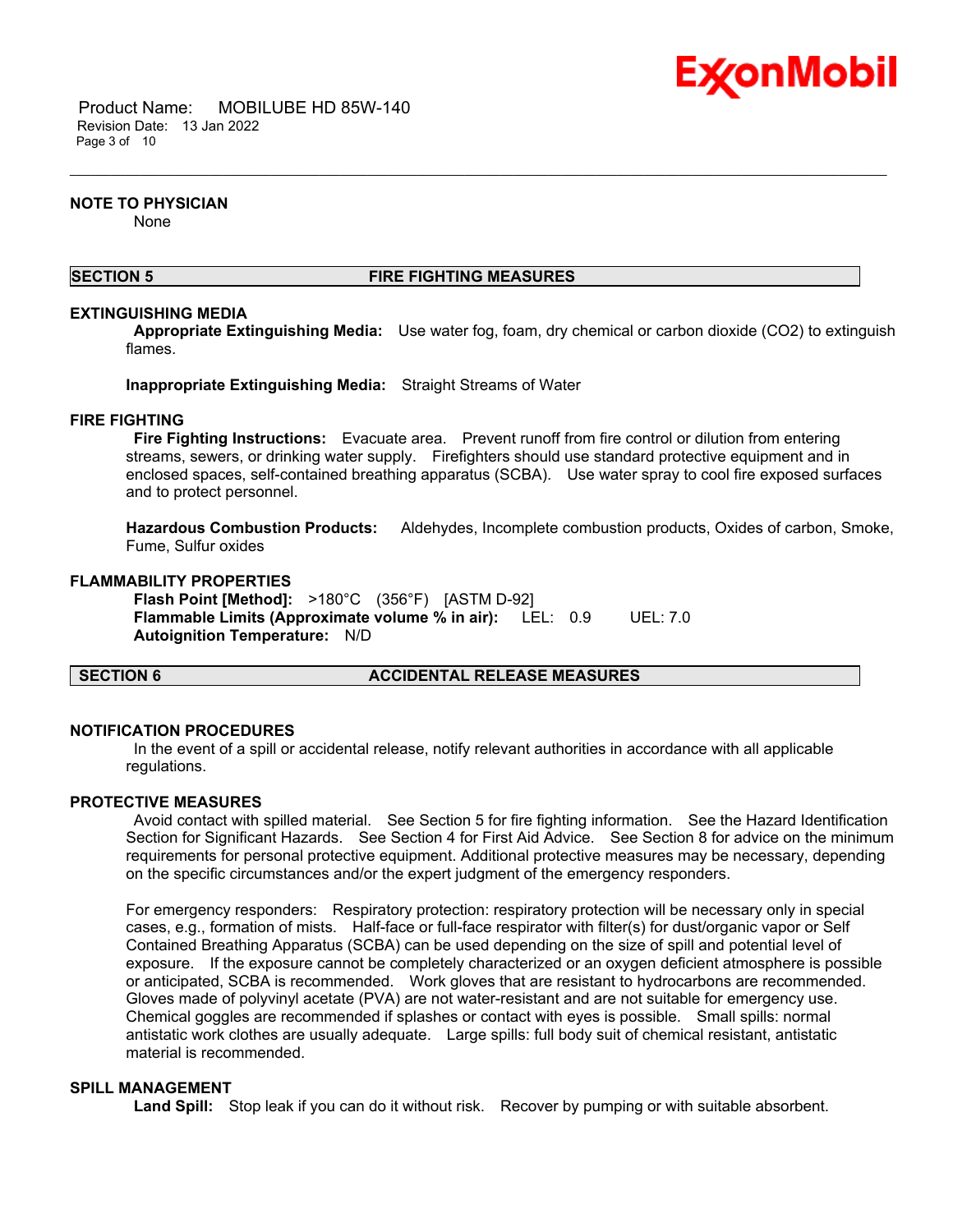### NOTE TO PHYSICIAN

None

## SECTION 5 FIRE FIGHTING MEASURES

### EXTINGUISHING MEDIA

**Appropriate Extinguishing Media:** Use water fog, foam, dry chemical or carbon dioxide ($CO_2$) to extinguish flames.

**Inappropriate Extinguishing Media:** Straight Streams of Water

### FIRE FIGHTING

**Fire Fighting Instructions:** Evacuate area. Prevent runoff from fire control or dilution from entering streams, sewers, or drinking water supply. Firefighters should use standard protective equipment and in enclosed spaces, self-contained breathing apparatus (SCBA). Use water spray to cool fire exposed surfaces and to protect personnel.

**Hazardous Combustion Products:** Aldehydes, Incomplete combustion products, Oxides of carbon, Smoke, Fume, Sulfur oxides

### FLAMMABILITY PROPERTIES

**Flash Point [Method]:** >180°C (356°F) [ASTM D-92]
**Flammable Limits (Approximate volume % in air):** LEL: 0.9 UEL: 7.0
**Autoignition Temperature:** N/D

## SECTION 6 ACCIDENTAL RELEASE MEASURES

### NOTIFICATION PROCEDURES

In the event of a spill or accidental release, notify relevant authorities in accordance with all applicable regulations.

### PROTECTIVE MEASURES

Avoid contact with spilled material. See Section 5 for fire fighting information. See the Hazard Identification Section for Significant Hazards. See Section 4 for First Aid Advice. See Section 8 for advice on the minimum requirements for personal protective equipment. Additional protective measures may be necessary, depending on the specific circumstances and/or the expert judgment of the emergency responders.

For emergency responders: Respiratory protection: respiratory protection will be necessary only in special cases, e.g., formation of mists. Half-face or full-face respirator with filter(s) for dust/organic vapor or Self Contained Breathing Apparatus (SCBA) can be used depending on the size of spill and potential level of exposure. If the exposure cannot be completely characterized or an oxygen deficient atmosphere is possible or anticipated, SCBA is recommended. Work gloves that are resistant to hydrocarbons are recommended. Gloves made of polyvinyl acetate (PVA) are not water-resistant and are not suitable for emergency use. Chemical goggles are recommended if splashes or contact with eyes is possible. Small spills: normal antistatic work clothes are usually adequate. Large spills: full body suit of chemical resistant, antistatic material is recommended.

### SPILL MANAGEMENT

**Land Spill:** Stop leak if you can do it without risk. Recover by pumping or with suitable absorbent.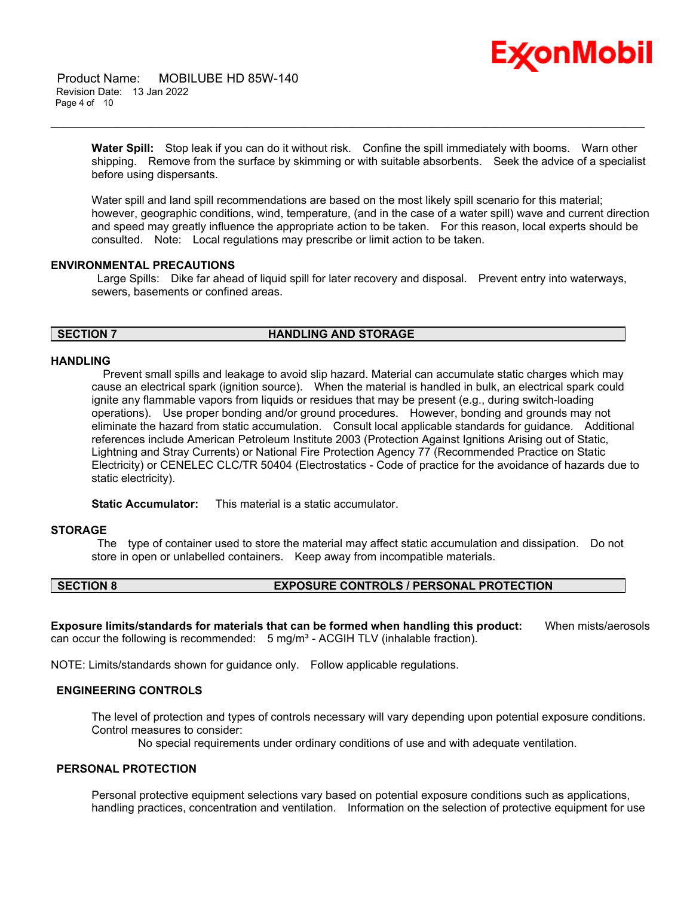**Water Spill:** Stop leak if you can do it without risk. Confine the spill immediately with booms. Warn other shipping. Remove from the surface by skimming or with suitable absorbents. Seek the advice of a specialist before using dispersants.

Water spill and land spill recommendations are based on the most likely spill scenario for this material; however, geographic conditions, wind, temperature, (and in the case of a water spill) wave and current direction and speed may greatly influence the appropriate action to be taken. For this reason, local experts should be consulted. Note: Local regulations may prescribe or limit action to be taken.

### ENVIRONMENTAL PRECAUTIONS

Large Spills: Dike far ahead of liquid spill for later recovery and disposal. Prevent entry into waterways, sewers, basements or confined areas.

## SECTION 7 HANDLING AND STORAGE

### HANDLING

Prevent small spills and leakage to avoid slip hazard. Material can accumulate static charges which may cause an electrical spark (ignition source). When the material is handled in bulk, an electrical spark could ignite any flammable vapors from liquids or residues that may be present (e.g., during switch-loading operations). Use proper bonding and/or ground procedures. However, bonding and grounds may not eliminate the hazard from static accumulation. Consult local applicable standards for guidance. Additional references include American Petroleum Institute 2003 (Protection Against Ignitions Arising out of Static, Lightning and Stray Currents) or National Fire Protection Agency 77 (Recommended Practice on Static Electricity) or CENELEC CLC/TR 50404 (Electrostatics - Code of practice for the avoidance of hazards due to static electricity).

**Static Accumulator:** This material is a static accumulator.

### STORAGE

The type of container used to store the material may affect static accumulation and dissipation. Do not store in open or unlabelled containers. Keep away from incompatible materials.

## SECTION 8 EXPOSURE CONTROLS / PERSONAL PROTECTION

**Exposure limits/standards for materials that can be formed when handling this product:** When mists/aerosols can occur the following is recommended: 5 mg/m³ - ACGIH TLV (inhalable fraction).

NOTE: Limits/standards shown for guidance only. Follow applicable regulations.

### ENGINEERING CONTROLS

The level of protection and types of controls necessary will vary depending upon potential exposure conditions. Control measures to consider:

No special requirements under ordinary conditions of use and with adequate ventilation.

### PERSONAL PROTECTION

Personal protective equipment selections vary based on potential exposure conditions such as applications, handling practices, concentration and ventilation. Information on the selection of protective equipment for use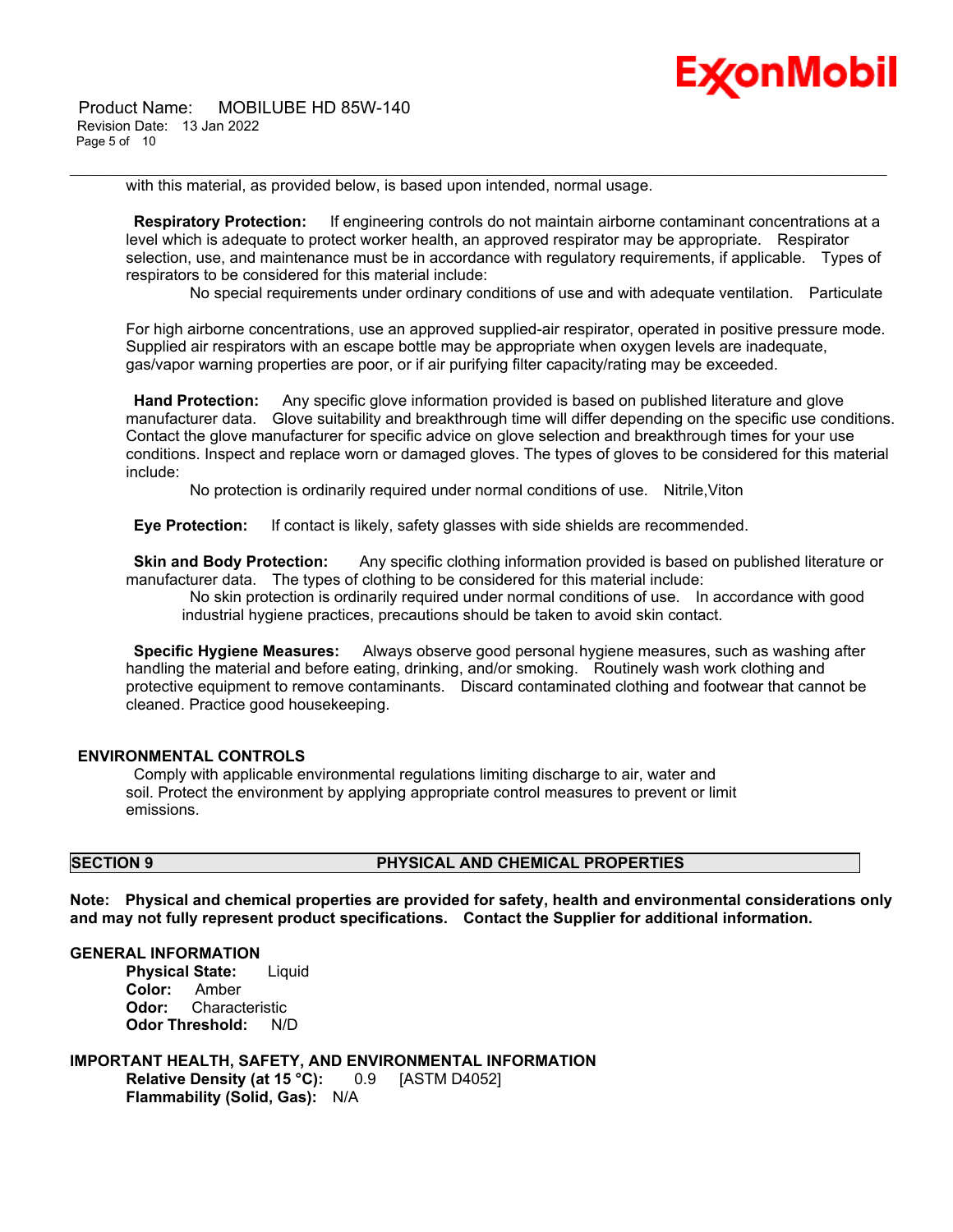with this material, as provided below, is based upon intended, normal usage.

**Respiratory Protection:** If engineering controls do not maintain airborne contaminant concentrations at a level which is adequate to protect worker health, an approved respirator may be appropriate. Respirator selection, use, and maintenance must be in accordance with regulatory requirements, if applicable. Types of respirators to be considered for this material include:

No special requirements under ordinary conditions of use and with adequate ventilation. Particulate

For high airborne concentrations, use an approved supplied-air respirator, operated in positive pressure mode. Supplied air respirators with an escape bottle may be appropriate when oxygen levels are inadequate, gas/vapor warning properties are poor, or if air purifying filter capacity/rating may be exceeded.

**Hand Protection:** Any specific glove information provided is based on published literature and glove manufacturer data. Glove suitability and breakthrough time will differ depending on the specific use conditions. Contact the glove manufacturer for specific advice on glove selection and breakthrough times for your use conditions. Inspect and replace worn or damaged gloves. The types of gloves to be considered for this material include:

No protection is ordinarily required under normal conditions of use. Nitrile,Viton

**Eye Protection:** If contact is likely, safety glasses with side shields are recommended.

**Skin and Body Protection:** Any specific clothing information provided is based on published literature or manufacturer data. The types of clothing to be considered for this material include:

No skin protection is ordinarily required under normal conditions of use. In accordance with good industrial hygiene practices, precautions should be taken to avoid skin contact.

**Specific Hygiene Measures:** Always observe good personal hygiene measures, such as washing after handling the material and before eating, drinking, and/or smoking. Routinely wash work clothing and protective equipment to remove contaminants. Discard contaminated clothing and footwear that cannot be cleaned. Practice good housekeeping.

## ENVIRONMENTAL CONTROLS

Comply with applicable environmental regulations limiting discharge to air, water and soil. Protect the environment by applying appropriate control measures to prevent or limit emissions.

## SECTION 9 PHYSICAL AND CHEMICAL PROPERTIES

**Note: Physical and chemical properties are provided for safety, health and environmental considerations only and may not fully represent product specifications. Contact the Supplier for additional information.**

### GENERAL INFORMATION

**Physical State:** Liquid
**Color:** Amber
**Odor:** Characteristic
**Odor Threshold:** N/D

### IMPORTANT HEALTH, SAFETY, AND ENVIRONMENTAL INFORMATION

**Relative Density (at 15 °C):** 0.9 [ASTM D4052]
**Flammability (Solid, Gas):** N/A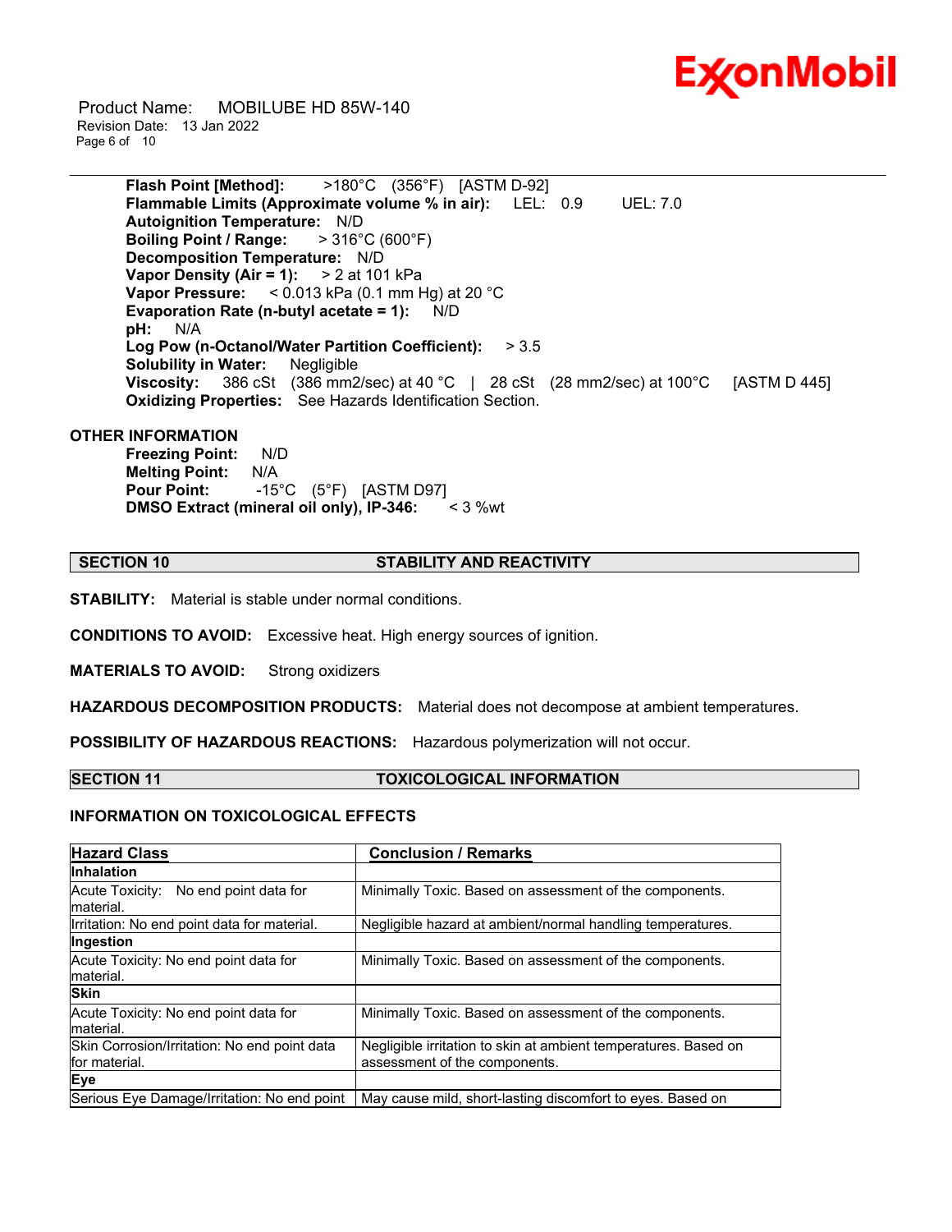**Flash Point [Method]:** >180°C (356°F) [ASTM D-92]
**Flammable Limits (Approximate volume % in air):** LEL: 0.9 UEL: 7.0
**Autoignition Temperature:** N/D
**Boiling Point / Range:** > 316°C (600°F)
**Decomposition Temperature:** N/D
**Vapor Density (Air = 1):** > 2 at 101 kPa
**Vapor Pressure:** < 0.013 kPa (0.1 mm Hg) at 20 °C
**Evaporation Rate (n-butyl acetate = 1):** N/D
**pH:** N/A
**Log Pow (n-Octanol/Water Partition Coefficient):** > 3.5
**Solubility in Water:** Negligible
**Viscosity:** 386 cSt (386 mm2/sec) at 40 °C | 28 cSt (28 mm2/sec) at 100°C [ASTM D 445]
**Oxidizing Properties:** See Hazards Identification Section.

**OTHER INFORMATION**

**Freezing Point:** N/D
**Melting Point:** N/A
**Pour Point:** -15°C (5°F) [ASTM D97]
**DMSO Extract (mineral oil only), IP-346:** < 3 %wt

## SECTION 10 STABILITY AND REACTIVITY

**STABILITY:** Material is stable under normal conditions.

**CONDITIONS TO AVOID:** Excessive heat. High energy sources of ignition.

**MATERIALS TO AVOID:** Strong oxidizers

**HAZARDOUS DECOMPOSITION PRODUCTS:** Material does not decompose at ambient temperatures.

**POSSIBILITY OF HAZARDOUS REACTIONS:** Hazardous polymerization will not occur.

## SECTION 11 TOXICOLOGICAL INFORMATION

### INFORMATION ON TOXICOLOGICAL EFFECTS

| Hazard Class | Conclusion / Remarks |
|---|---|
| **Inhalation** | |
| Acute Toxicity: No end point data for material. | Minimally Toxic. Based on assessment of the components. |
| Irritation: No end point data for material. | Negligible hazard at ambient/normal handling temperatures. |
| **Ingestion** | |
| Acute Toxicity: No end point data for material. | Minimally Toxic. Based on assessment of the components. |
| **Skin** | |
| Acute Toxicity: No end point data for material. | Minimally Toxic. Based on assessment of the components. |
| Skin Corrosion/Irritation: No end point data for material. | Negligible irritation to skin at ambient temperatures. Based on assessment of the components. |
| **Eye** | |
| Serious Eye Damage/Irritation: No end point | May cause mild, short-lasting discomfort to eyes. Based on |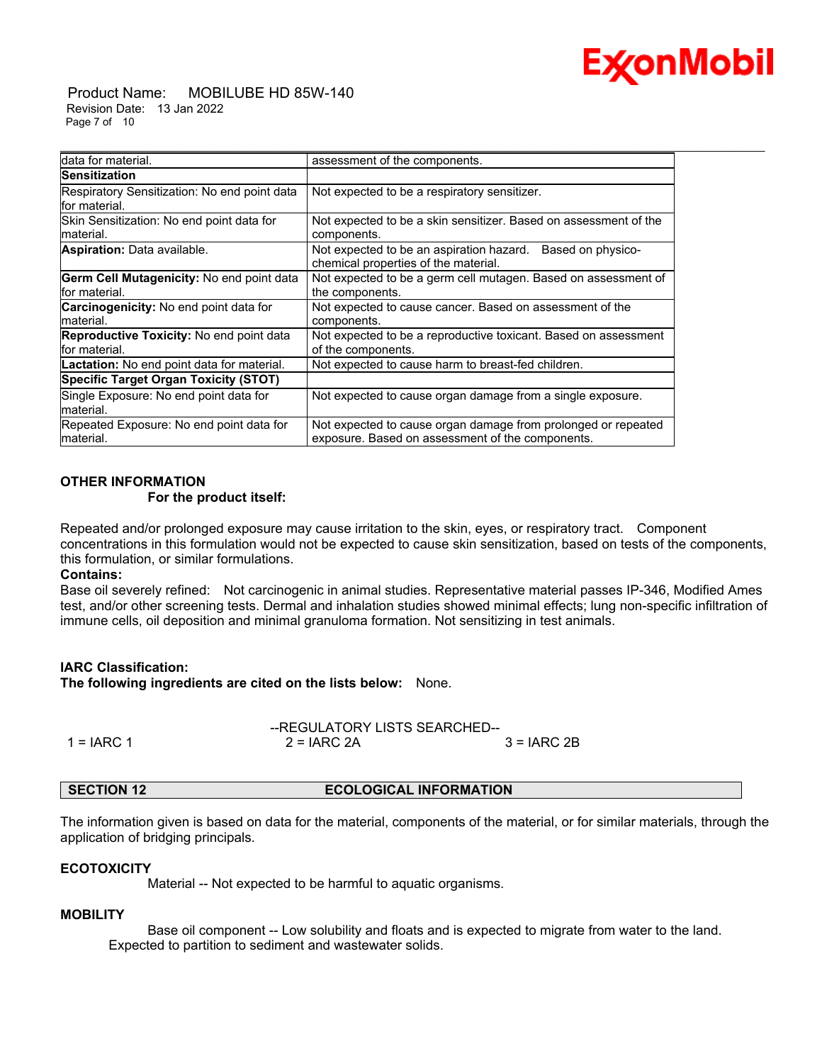| | |
|---|---|
| data for material. | assessment of the components. |
| **Sensitization** | |
| Respiratory Sensitization: No end point data for material. | Not expected to be a respiratory sensitizer. |
| Skin Sensitization: No end point data for material. | Not expected to be a skin sensitizer. Based on assessment of the components. |
| **Aspiration:** Data available. | Not expected to be an aspiration hazard. Based on physico-chemical properties of the material. |
| **Germ Cell Mutagenicity:** No end point data for material. | Not expected to be a germ cell mutagen. Based on assessment of the components. |
| **Carcinogenicity:** No end point data for material. | Not expected to cause cancer. Based on assessment of the components. |
| **Reproductive Toxicity:** No end point data for material. | Not expected to be a reproductive toxicant. Based on assessment of the components. |
| **Lactation:** No end point data for material. | Not expected to cause harm to breast-fed children. |
| **Specific Target Organ Toxicity (STOT)** | |
| Single Exposure: No end point data for material. | Not expected to cause organ damage from a single exposure. |
| Repeated Exposure: No end point data for material. | Not expected to cause organ damage from prolonged or repeated exposure. Based on assessment of the components. |

**OTHER INFORMATION**

**For the product itself:**

Repeated and/or prolonged exposure may cause irritation to the skin, eyes, or respiratory tract. Component concentrations in this formulation would not be expected to cause skin sensitization, based on tests of the components, this formulation, or similar formulations.

**Contains:**

Base oil severely refined: Not carcinogenic in animal studies. Representative material passes IP-346, Modified Ames test, and/or other screening tests. Dermal and inhalation studies showed minimal effects; lung non-specific infiltration of immune cells, oil deposition and minimal granuloma formation. Not sensitizing in test animals.

**IARC Classification:**

**The following ingredients are cited on the lists below:** None.

--REGULATORY LISTS SEARCHED--

1 = IARC 1 2 = IARC 2A 3 = IARC 2B

## SECTION 12 ECOLOGICAL INFORMATION

The information given is based on data for the material, components of the material, or for similar materials, through the application of bridging principals.

**ECOTOXICITY**

Material -- Not expected to be harmful to aquatic organisms.

**MOBILITY**

Base oil component -- Low solubility and floats and is expected to migrate from water to the land. Expected to partition to sediment and wastewater solids.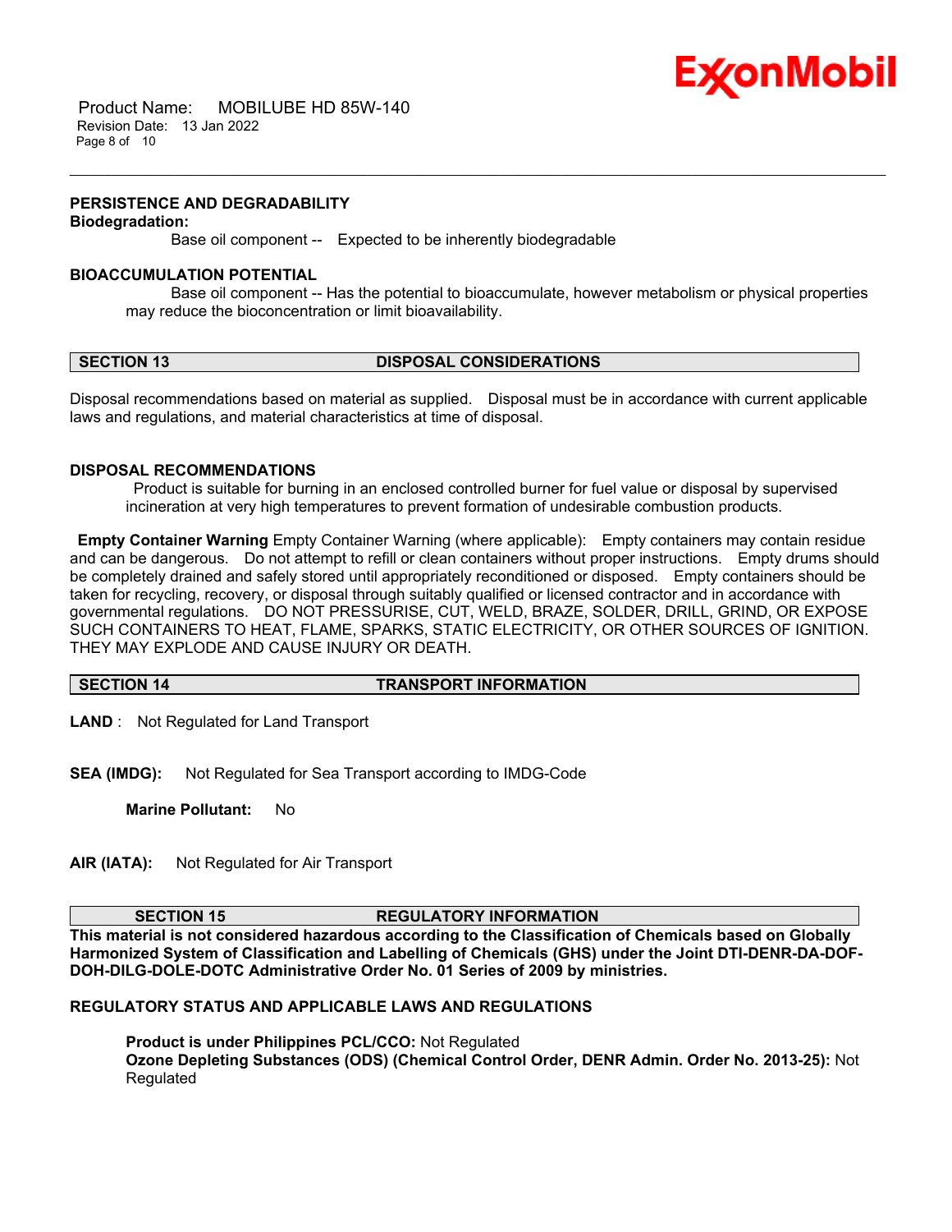### PERSISTENCE AND DEGRADABILITY

**Biodegradation:**

Base oil component -- Expected to be inherently biodegradable

### BIOACCUMULATION POTENTIAL

Base oil component -- Has the potential to bioaccumulate, however metabolism or physical properties may reduce the bioconcentration or limit bioavailability.

## SECTION 13 DISPOSAL CONSIDERATIONS

Disposal recommendations based on material as supplied. Disposal must be in accordance with current applicable laws and regulations, and material characteristics at time of disposal.

### DISPOSAL RECOMMENDATIONS

Product is suitable for burning in an enclosed controlled burner for fuel value or disposal by supervised incineration at very high temperatures to prevent formation of undesirable combustion products.

**Empty Container Warning** Empty Container Warning (where applicable): Empty containers may contain residue and can be dangerous. Do not attempt to refill or clean containers without proper instructions. Empty drums should be completely drained and safely stored until appropriately reconditioned or disposed. Empty containers should be taken for recycling, recovery, or disposal through suitably qualified or licensed contractor and in accordance with governmental regulations. DO NOT PRESSURISE, CUT, WELD, BRAZE, SOLDER, DRILL, GRIND, OR EXPOSE SUCH CONTAINERS TO HEAT, FLAME, SPARKS, STATIC ELECTRICITY, OR OTHER SOURCES OF IGNITION. THEY MAY EXPLODE AND CAUSE INJURY OR DEATH.

## SECTION 14 TRANSPORT INFORMATION

**LAND** : Not Regulated for Land Transport

**SEA (IMDG):** Not Regulated for Sea Transport according to IMDG-Code

**Marine Pollutant:** No

**AIR (IATA):** Not Regulated for Air Transport

## SECTION 15 REGULATORY INFORMATION

**This material is not considered hazardous according to the Classification of Chemicals based on Globally Harmonized System of Classification and Labelling of Chemicals (GHS) under the Joint DTI-DENR-DA-DOF-DOH-DILG-DOLE-DOTC Administrative Order No. 01 Series of 2009 by ministries.**

### REGULATORY STATUS AND APPLICABLE LAWS AND REGULATIONS

**Product is under Philippines PCL/CCO:** Not Regulated
**Ozone Depleting Substances (ODS) (Chemical Control Order, DENR Admin. Order No. 2013-25):** Not Regulated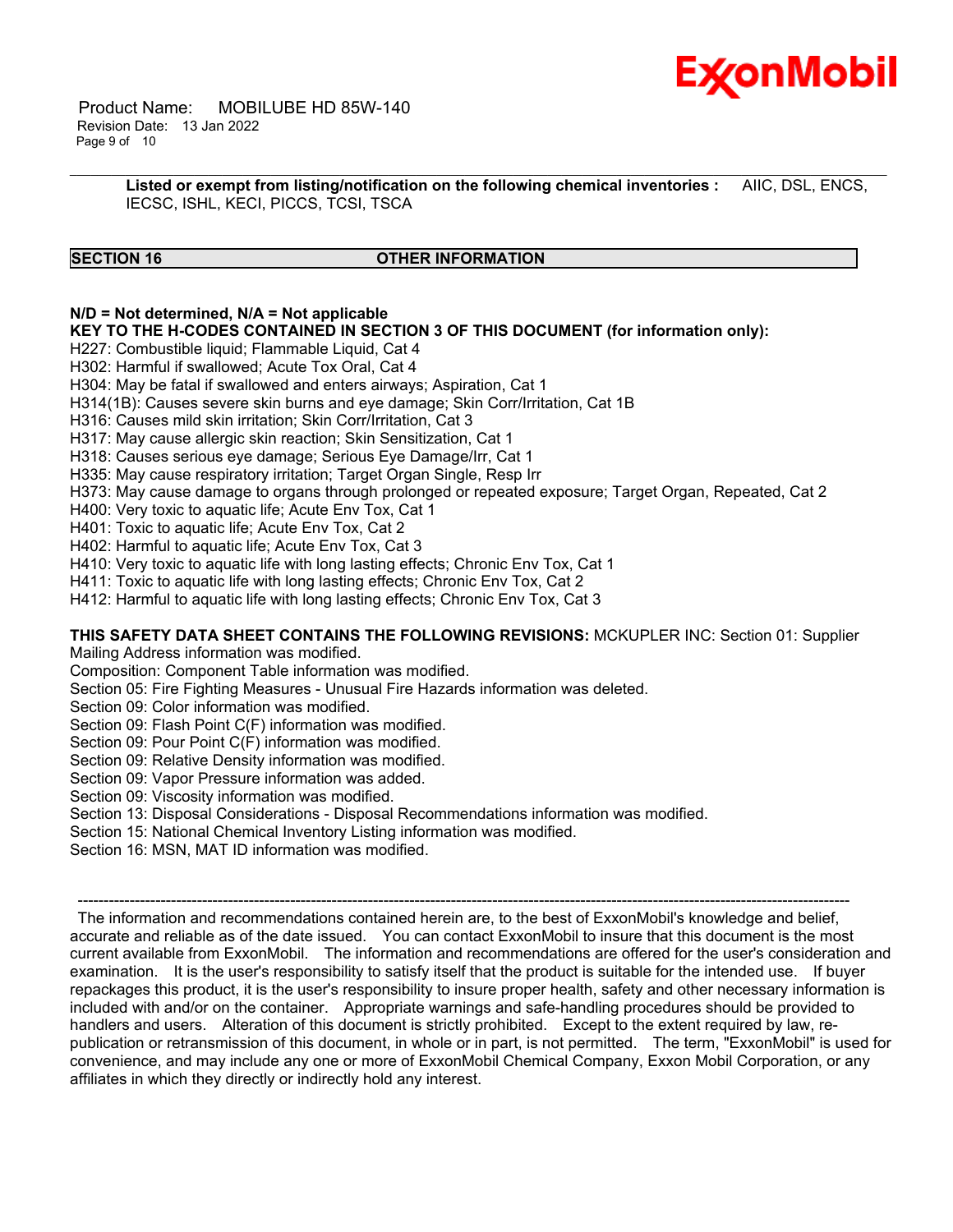**Listed or exempt from listing/notification on the following chemical inventories :** AIIC, DSL, ENCS, IECSC, ISHL, KECI, PICCS, TCSI, TSCA

## SECTION 16 OTHER INFORMATION

**N/D = Not determined, N/A = Not applicable**

**KEY TO THE H-CODES CONTAINED IN SECTION 3 OF THIS DOCUMENT (for information only):**

H227: Combustible liquid; Flammable Liquid, Cat 4
H302: Harmful if swallowed; Acute Tox Oral, Cat 4
H304: May be fatal if swallowed and enters airways; Aspiration, Cat 1
H314(1B): Causes severe skin burns and eye damage; Skin Corr/Irritation, Cat 1B
H316: Causes mild skin irritation; Skin Corr/Irritation, Cat 3
H317: May cause allergic skin reaction; Skin Sensitization, Cat 1
H318: Causes serious eye damage; Serious Eye Damage/Irr, Cat 1
H335: May cause respiratory irritation; Target Organ Single, Resp Irr
H373: May cause damage to organs through prolonged or repeated exposure; Target Organ, Repeated, Cat 2
H400: Very toxic to aquatic life; Acute Env Tox, Cat 1
H401: Toxic to aquatic life; Acute Env Tox, Cat 2
H402: Harmful to aquatic life; Acute Env Tox, Cat 3
H410: Very toxic to aquatic life with long lasting effects; Chronic Env Tox, Cat 1
H411: Toxic to aquatic life with long lasting effects; Chronic Env Tox, Cat 2
H412: Harmful to aquatic life with long lasting effects; Chronic Env Tox, Cat 3

**THIS SAFETY DATA SHEET CONTAINS THE FOLLOWING REVISIONS:** MCKUPLER INC: Section 01: Supplier Mailing Address information was modified.
Composition: Component Table information was modified.
Section 05: Fire Fighting Measures - Unusual Fire Hazards information was deleted.
Section 09: Color information was modified.
Section 09: Flash Point C(F) information was modified.
Section 09: Pour Point C(F) information was modified.
Section 09: Relative Density information was modified.
Section 09: Vapor Pressure information was added.
Section 09: Viscosity information was modified.
Section 13: Disposal Considerations - Disposal Recommendations information was modified.
Section 15: National Chemical Inventory Listing information was modified.
Section 16: MSN, MAT ID information was modified.

---

The information and recommendations contained herein are, to the best of ExxonMobil's knowledge and belief, accurate and reliable as of the date issued. You can contact ExxonMobil to insure that this document is the most current available from ExxonMobil. The information and recommendations are offered for the user's consideration and examination. It is the user's responsibility to satisfy itself that the product is suitable for the intended use. If buyer repackages this product, it is the user's responsibility to insure proper health, safety and other necessary information is included with and/or on the container. Appropriate warnings and safe-handling procedures should be provided to handlers and users. Alteration of this document is strictly prohibited. Except to the extent required by law, re-publication or retransmission of this document, in whole or in part, is not permitted. The term, "ExxonMobil" is used for convenience, and may include any one or more of ExxonMobil Chemical Company, Exxon Mobil Corporation, or any affiliates in which they directly or indirectly hold any interest.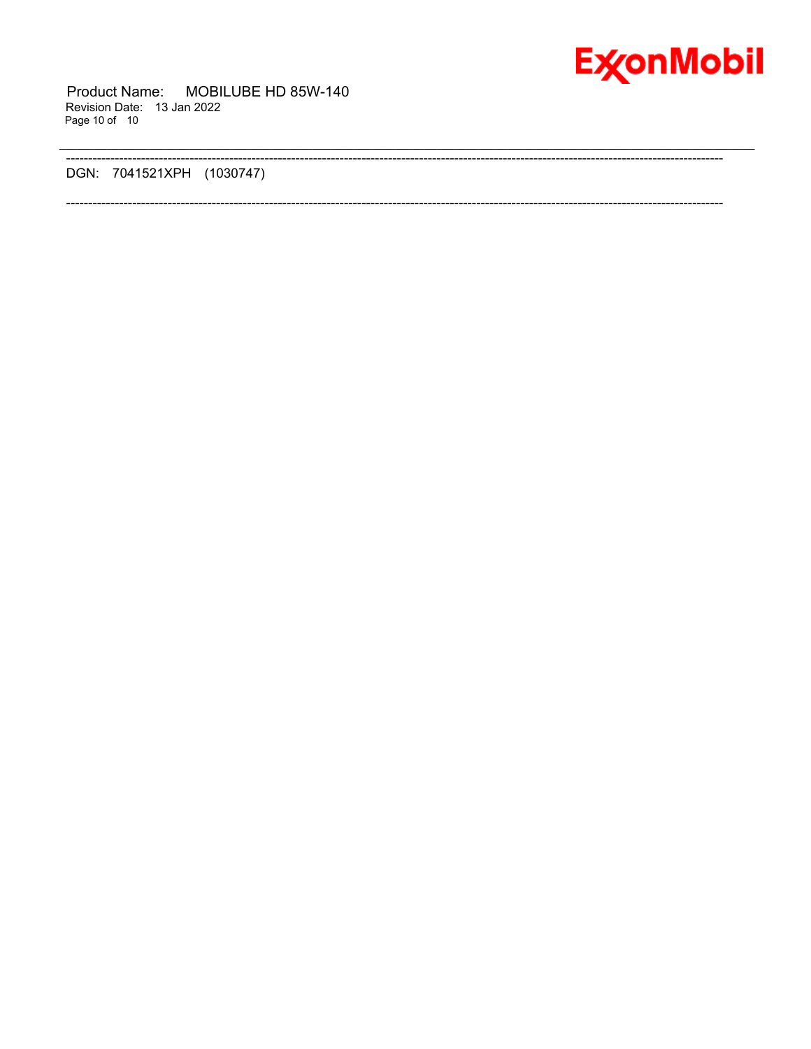DGN: 7041521XPH (1030747)

---